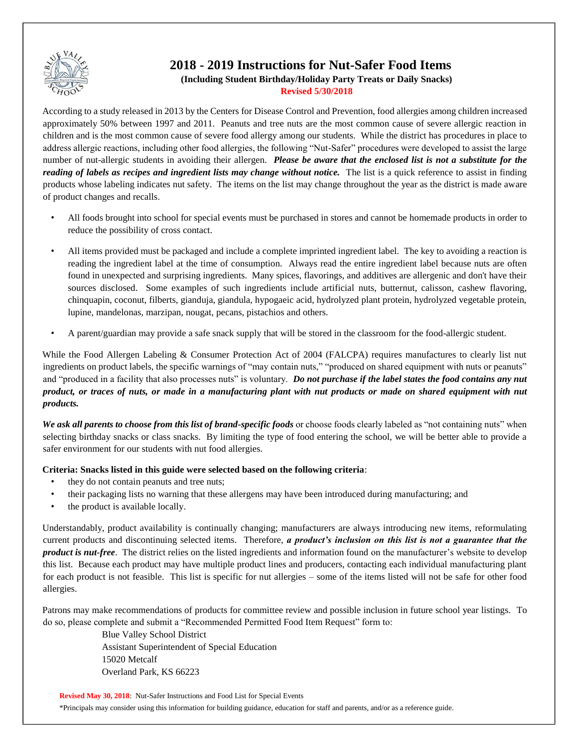# 2018 - 2019 Instructions for Nut-Safer Food Items

**(Including Student Birthday/Holiday Party Treats or Daily Snacks)**

**Revised 5/30/2018**

According to a study released in 2013 by the Centers for Disease Control and Prevention, food allergies among children increased approximately 50% between 1997 and 2011. Peanuts and tree nuts are the most common cause of severe allergic reaction in children and is the most common cause of severe food allergy among our students. While the district has procedures in place to address allergic reactions, including other food allergies, the following "Nut-Safer" procedures were developed to assist the large number of nut-allergic students in avoiding their allergen. ***Please be aware that the enclosed list is not a substitute for the reading of labels as recipes and ingredient lists may change without notice.*** The list is a quick reference to assist in finding products whose labeling indicates nut safety. The items on the list may change throughout the year as the district is made aware of product changes and recalls.

- All foods brought into school for special events must be purchased in stores and cannot be homemade products in order to reduce the possibility of cross contact.
- All items provided must be packaged and include a complete imprinted ingredient label. The key to avoiding a reaction is reading the ingredient label at the time of consumption. Always read the entire ingredient label because nuts are often found in unexpected and surprising ingredients. Many spices, flavorings, and additives are allergenic and don't have their sources disclosed. Some examples of such ingredients include artificial nuts, butternut, calisson, cashew flavoring, chinquapin, coconut, filberts, gianduja, giandula, hypogaeic acid, hydrolyzed plant protein, hydrolyzed vegetable protein, lupine, mandelonas, marzipan, nougat, pecans, pistachios and others.
- A parent/guardian may provide a safe snack supply that will be stored in the classroom for the food-allergic student.

While the Food Allergen Labeling & Consumer Protection Act of 2004 (FALCPA) requires manufactures to clearly list nut ingredients on product labels, the specific warnings of "may contain nuts," "produced on shared equipment with nuts or peanuts" and "produced in a facility that also processes nuts" is voluntary. ***Do not purchase if the label states the food contains any nut product, or traces of nuts, or made in a manufacturing plant with nut products or made on shared equipment with nut products.***

***We ask all parents to choose from this list of brand-specific foods*** or choose foods clearly labeled as "not containing nuts" when selecting birthday snacks or class snacks. By limiting the type of food entering the school, we will be better able to provide a safer environment for our students with nut food allergies.

**Criteria: Snacks listed in this guide were selected based on the following criteria**:

- they do not contain peanuts and tree nuts;
- their packaging lists no warning that these allergens may have been introduced during manufacturing; and
- the product is available locally.

Understandably, product availability is continually changing; manufacturers are always introducing new items, reformulating current products and discontinuing selected items. Therefore, ***a product's inclusion on this list is not a guarantee that the product is nut-free***. The district relies on the listed ingredients and information found on the manufacturer's website to develop this list. Because each product may have multiple product lines and producers, contacting each individual manufacturing plant for each product is not feasible. This list is specific for nut allergies – some of the items listed will not be safe for other food allergies.

Patrons may make recommendations of products for committee review and possible inclusion in future school year listings. To do so, please complete and submit a "Recommended Permitted Food Item Request" form to:

Blue Valley School District
Assistant Superintendent of Special Education
15020 Metcalf
Overland Park, KS 66223

**Revised May 30, 2018**: Nut-Safer Instructions and Food List for Special Events

*Principals may consider using this information for building guidance, education for staff and parents, and/or as a reference guide.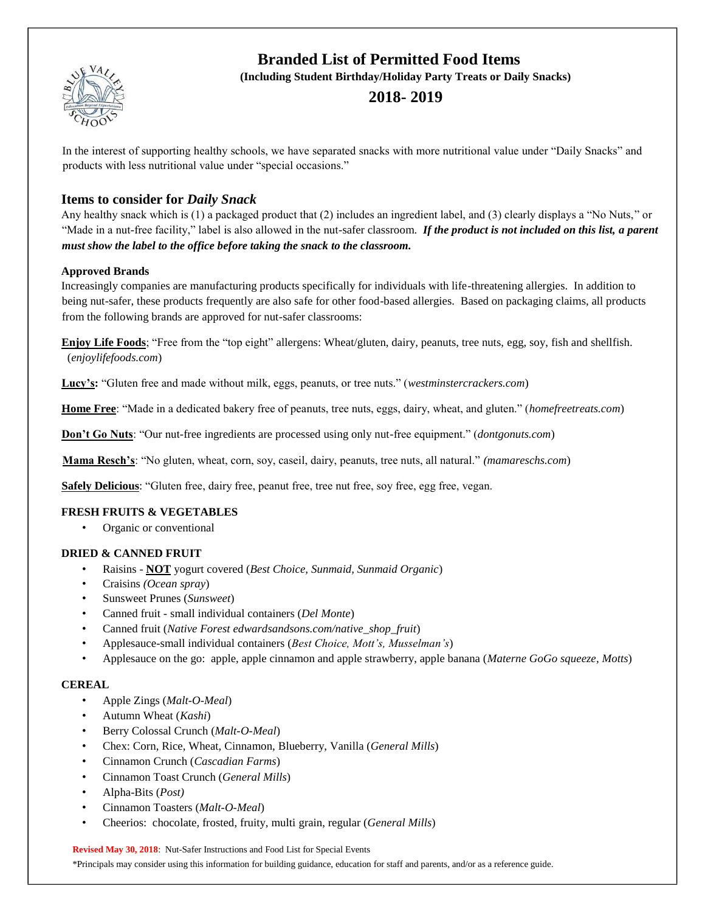# Branded List of Permitted Food Items

**(Including Student Birthday/Holiday Party Treats or Daily Snacks)**

## 2018- 2019

In the interest of supporting healthy schools, we have separated snacks with more nutritional value under "Daily Snacks" and products with less nutritional value under "special occasions."

## Items to consider for *Daily Snack*

Any healthy snack which is (1) a packaged product that (2) includes an ingredient label, and (3) clearly displays a "No Nuts," or "Made in a nut-free facility," label is also allowed in the nut-safer classroom. ***If the product is not included on this list, a parent must show the label to the office before taking the snack to the classroom.***

**Approved Brands**

Increasingly companies are manufacturing products specifically for individuals with life-threatening allergies. In addition to being nut-safer, these products frequently are also safe for other food-based allergies. Based on packaging claims, all products from the following brands are approved for nut-safer classrooms:

**<u>Enjoy Life Foods</u>**; "Free from the "top eight" allergens: Wheat/gluten, dairy, peanuts, tree nuts, egg, soy, fish and shellfish. (*enjoylifefoods.com*)

**<u>Lucy's</u>:** "Gluten free and made without milk, eggs, peanuts, or tree nuts." (*westminstercrackers.com*)

**<u>Home Free</u>**: "Made in a dedicated bakery free of peanuts, tree nuts, eggs, dairy, wheat, and gluten." (*homefreetreats.com*)

**<u>Don't Go Nuts</u>**: "Our nut-free ingredients are processed using only nut-free equipment." (*dontgonuts.com*)

**<u>Mama Resch's</u>**: "No gluten, wheat, corn, soy, caseil, dairy, peanuts, tree nuts, all natural." *(mamareschs.com*)

**<u>Safely Delicious</u>**: "Gluten free, dairy free, peanut free, tree nut free, soy free, egg free, vegan.

**FRESH FRUITS & VEGETABLES**

- Organic or conventional

**DRIED & CANNED FRUIT**

- Raisins - **<u>NOT</u>** yogurt covered (*Best Choice, Sunmaid, Sunmaid Organic*)
- Craisins *(Ocean spray*)
- Sunsweet Prunes (*Sunsweet*)
- Canned fruit - small individual containers (*Del Monte*)
- Canned fruit (*Native Forest edwardsandsons.com/native_shop_fruit*)
- Applesauce-small individual containers (*Best Choice, Mott's, Musselman's*)
- Applesauce on the go: apple, apple cinnamon and apple strawberry, apple banana (*Materne GoGo squeeze, Motts*)

**CEREAL**

- Apple Zings (*Malt-O-Meal*)
- Autumn Wheat (*Kashi*)
- Berry Colossal Crunch (*Malt-O-Meal*)
- Chex: Corn, Rice, Wheat, Cinnamon, Blueberry, Vanilla (*General Mills*)
- Cinnamon Crunch (*Cascadian Farms*)
- Cinnamon Toast Crunch (*General Mills*)
- Alpha-Bits (*Post)*
- Cinnamon Toasters (*Malt-O-Meal*)
- Cheerios: chocolate, frosted, fruity, multi grain, regular (*General Mills*)

**Revised May 30, 2018**: Nut-Safer Instructions and Food List for Special Events

*Principals may consider using this information for building guidance, education for staff and parents, and/or as a reference guide.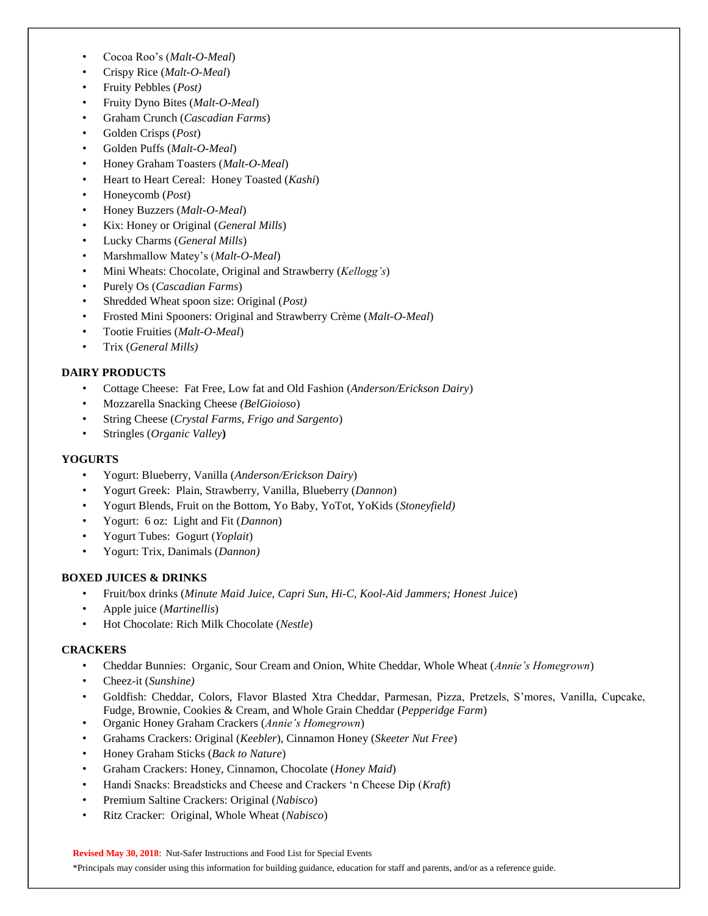- Cocoa Roo's (*Malt-O-Meal*)
- Crispy Rice (*Malt-O-Meal*)
- Fruity Pebbles (*Post)*
- Fruity Dyno Bites (*Malt-O-Meal*)
- Graham Crunch (*Cascadian Farms*)
- Golden Crisps (*Post*)
- Golden Puffs (*Malt-O-Meal*)
- Honey Graham Toasters (*Malt-O-Meal*)
- Heart to Heart Cereal: Honey Toasted (*Kashi*)
- Honeycomb (*Post*)
- Honey Buzzers (*Malt-O-Meal*)
- Kix: Honey or Original (*General Mills*)
- Lucky Charms (*General Mills*)
- Marshmallow Matey's (*Malt-O-Meal*)
- Mini Wheats: Chocolate, Original and Strawberry (*Kellogg's*)
- Purely Os (*Cascadian Farms*)
- Shredded Wheat spoon size: Original (*Post)*
- Frosted Mini Spooners: Original and Strawberry Crème (*Malt-O-Meal*)
- Tootie Fruities (*Malt-O-Meal*)
- Trix (*General Mills)*

**DAIRY PRODUCTS**

- Cottage Cheese: Fat Free, Low fat and Old Fashion (*Anderson/Erickson Dairy*)
- Mozzarella Snacking Cheese *(BelGioioso*)
- String Cheese (*Crystal Farms, Frigo and Sargento*)
- Stringles (*Organic Valley***)**

**YOGURTS**

- Yogurt: Blueberry, Vanilla (*Anderson/Erickson Dairy*)
- Yogurt Greek: Plain, Strawberry, Vanilla, Blueberry (*Dannon*)
- Yogurt Blends, Fruit on the Bottom, Yo Baby, YoTot, YoKids (*Stoneyfield)*
- Yogurt: 6 oz: Light and Fit (*Dannon*)
- Yogurt Tubes: Gogurt (*Yoplait*)
- Yogurt: Trix, Danimals (*Dannon)*

**BOXED JUICES & DRINKS**

- Fruit/box drinks (*Minute Maid Juice, Capri Sun, Hi-C, Kool-Aid Jammers; Honest Juice*)
- Apple juice (*Martinellis*)
- Hot Chocolate: Rich Milk Chocolate (*Nestle*)

**CRACKERS**

- Cheddar Bunnies: Organic, Sour Cream and Onion, White Cheddar, Whole Wheat (*Annie's Homegrown*)
- Cheez-it (*Sunshine)*
- Goldfish: Cheddar, Colors, Flavor Blasted Xtra Cheddar, Parmesan, Pizza, Pretzels, S'mores, Vanilla, Cupcake, Fudge, Brownie, Cookies & Cream, and Whole Grain Cheddar (*Pepperidge Farm*)
- Organic Honey Graham Crackers (*Annie's Homegrown*)
- Grahams Crackers: Original (*Keebler*), Cinnamon Honey (*Skeeter Nut Free*)
- Honey Graham Sticks (*Back to Nature*)
- Graham Crackers: Honey, Cinnamon, Chocolate (*Honey Maid*)
- Handi Snacks: Breadsticks and Cheese and Crackers 'n Cheese Dip (*Kraft*)
- Premium Saltine Crackers: Original (*Nabisco*)
- Ritz Cracker: Original, Whole Wheat (*Nabisco*)

**Revised May 30, 2018**: Nut-Safer Instructions and Food List for Special Events

*Principals may consider using this information for building guidance, education for staff and parents, and/or as a reference guide.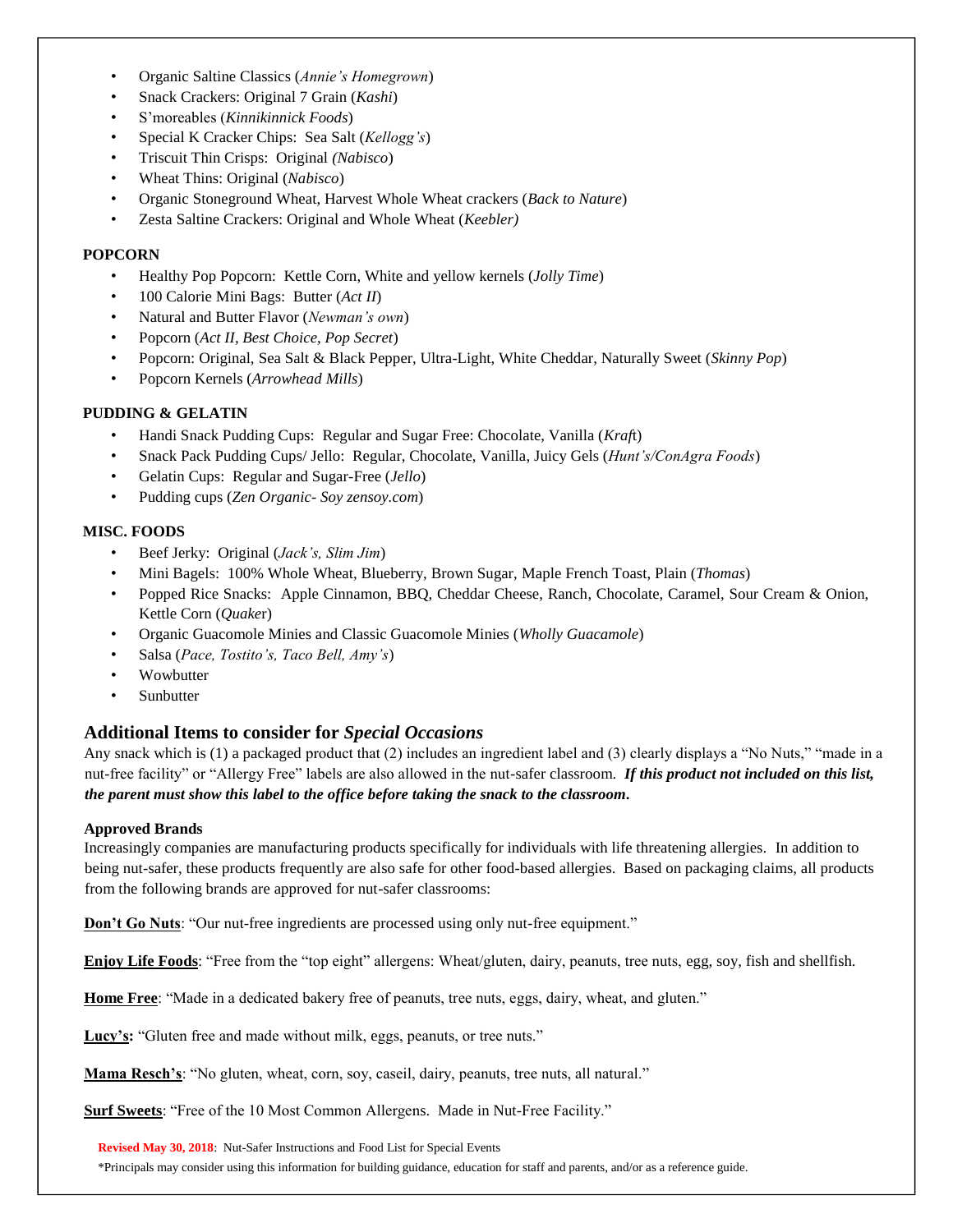- Organic Saltine Classics (*Annie's Homegrown*)
- Snack Crackers: Original 7 Grain (*Kashi*)
- S'moreables (*Kinnikinnick Foods*)
- Special K Cracker Chips: Sea Salt (*Kellogg's*)
- Triscuit Thin Crisps: Original *(Nabisco*)
- Wheat Thins: Original (*Nabisco*)
- Organic Stoneground Wheat, Harvest Whole Wheat crackers (*Back to Nature*)
- Zesta Saltine Crackers: Original and Whole Wheat (*Keebler)*

**POPCORN**

- Healthy Pop Popcorn: Kettle Corn, White and yellow kernels (*Jolly Time*)
- 100 Calorie Mini Bags: Butter (*Act II*)
- Natural and Butter Flavor (*Newman's own*)
- Popcorn (*Act II, Best Choice, Pop Secret*)
- Popcorn: Original, Sea Salt & Black Pepper, Ultra-Light, White Cheddar, Naturally Sweet (*Skinny Pop*)
- Popcorn Kernels (*Arrowhead Mills*)

**PUDDING & GELATIN**

- Handi Snack Pudding Cups: Regular and Sugar Free: Chocolate, Vanilla (*Kraft*)
- Snack Pack Pudding Cups/ Jello: Regular, Chocolate, Vanilla, Juicy Gels (*Hunt's/ConAgra Foods*)
- Gelatin Cups: Regular and Sugar-Free (*Jello*)
- Pudding cups (*Zen Organic- Soy zensoy.com*)

**MISC. FOODS**

- Beef Jerky: Original (*Jack's, Slim Jim*)
- Mini Bagels: 100% Whole Wheat, Blueberry, Brown Sugar, Maple French Toast, Plain (*Thomas*)
- Popped Rice Snacks: Apple Cinnamon, BBQ, Cheddar Cheese, Ranch, Chocolate, Caramel, Sour Cream & Onion, Kettle Corn (*Quaker*)
- Organic Guacomole Minies and Classic Guacomole Minies (*Wholly Guacamole*)
- Salsa (*Pace, Tostito's, Taco Bell, Amy's*)
- Wowbutter
- Sunbutter

## Additional Items to consider for *Special Occasions*

Any snack which is (1) a packaged product that (2) includes an ingredient label and (3) clearly displays a "No Nuts," "made in a nut-free facility" or "Allergy Free" labels are also allowed in the nut-safer classroom. ***If this product not included on this list, the parent must show this label to the office before taking the snack to the classroom.***

**Approved Brands**

Increasingly companies are manufacturing products specifically for individuals with life threatening allergies. In addition to being nut-safer, these products frequently are also safe for other food-based allergies. Based on packaging claims, all products from the following brands are approved for nut-safer classrooms:

**Don't Go Nuts**: "Our nut-free ingredients are processed using only nut-free equipment."

**Enjoy Life Foods**: "Free from the "top eight" allergens: Wheat/gluten, dairy, peanuts, tree nuts, egg, soy, fish and shellfish.

**Home Free**: "Made in a dedicated bakery free of peanuts, tree nuts, eggs, dairy, wheat, and gluten."

**Lucy's:** "Gluten free and made without milk, eggs, peanuts, or tree nuts."

**Mama Resch's**: "No gluten, wheat, corn, soy, caseil, dairy, peanuts, tree nuts, all natural."

**Surf Sweets**: "Free of the 10 Most Common Allergens. Made in Nut-Free Facility."

**Revised May 30, 2018**: Nut-Safer Instructions and Food List for Special Events

*Principals may consider using this information for building guidance, education for staff and parents, and/or as a reference guide.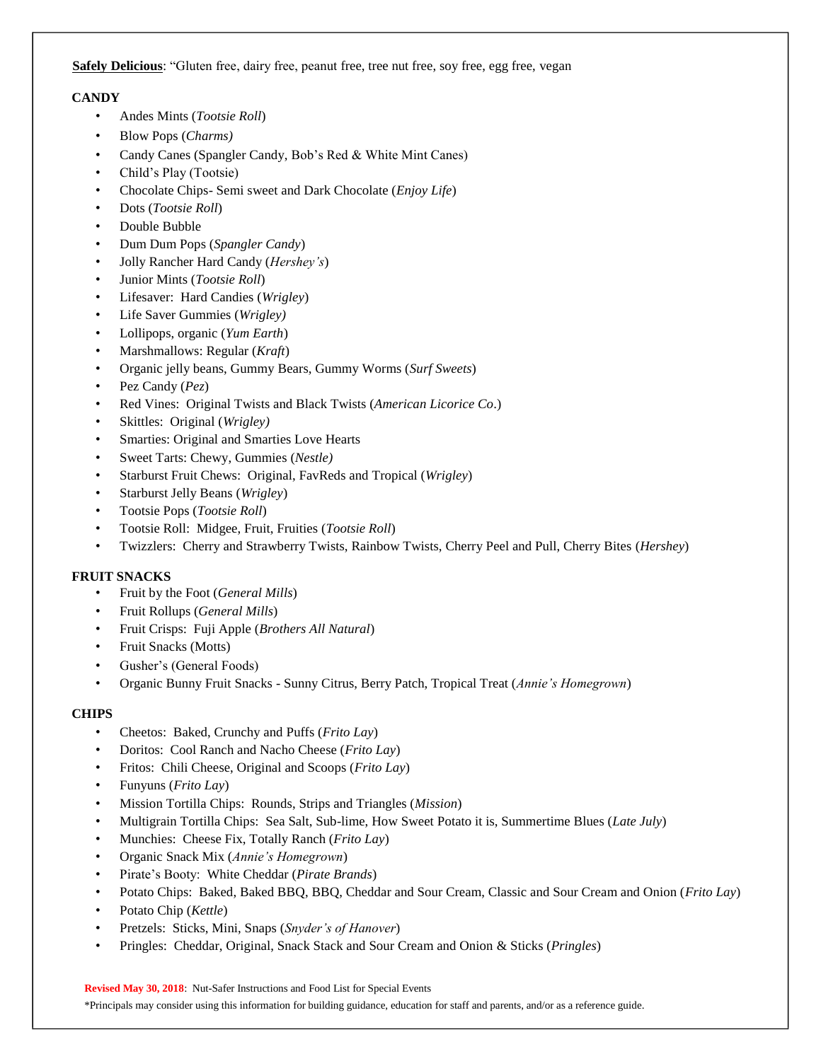**Safely Delicious**: "Gluten free, dairy free, peanut free, tree nut free, soy free, egg free, vegan

**CANDY**

- Andes Mints (*Tootsie Roll*)
- Blow Pops (*Charms)*
- Candy Canes (Spangler Candy, Bob's Red & White Mint Canes)
- Child's Play (Tootsie)
- Chocolate Chips- Semi sweet and Dark Chocolate (*Enjoy Life*)
- Dots (*Tootsie Roll*)
- Double Bubble
- Dum Dum Pops (*Spangler Candy*)
- Jolly Rancher Hard Candy (*Hershey's*)
- Junior Mints (*Tootsie Roll*)
- Lifesaver: Hard Candies (*Wrigley*)
- Life Saver Gummies (*Wrigley)*
- Lollipops, organic (*Yum Earth*)
- Marshmallows: Regular (*Kraft*)
- Organic jelly beans, Gummy Bears, Gummy Worms (*Surf Sweets*)
- Pez Candy (*Pez*)
- Red Vines: Original Twists and Black Twists (*American Licorice Co*.)
- Skittles: Original (*Wrigley)*
- Smarties: Original and Smarties Love Hearts
- Sweet Tarts: Chewy, Gummies (*Nestle)*
- Starburst Fruit Chews: Original, FavReds and Tropical (*Wrigley*)
- Starburst Jelly Beans (*Wrigley*)
- Tootsie Pops (*Tootsie Roll*)
- Tootsie Roll: Midgee, Fruit, Fruities (*Tootsie Roll*)
- Twizzlers: Cherry and Strawberry Twists, Rainbow Twists, Cherry Peel and Pull, Cherry Bites (*Hershey*)

**FRUIT SNACKS**

- Fruit by the Foot (*General Mills*)
- Fruit Rollups (*General Mills*)
- Fruit Crisps: Fuji Apple (*Brothers All Natural*)
- Fruit Snacks (Motts)
- Gusher's (General Foods)
- Organic Bunny Fruit Snacks - Sunny Citrus, Berry Patch, Tropical Treat (*Annie's Homegrown*)

**CHIPS**

- Cheetos: Baked, Crunchy and Puffs (*Frito Lay*)
- Doritos: Cool Ranch and Nacho Cheese (*Frito Lay*)
- Fritos: Chili Cheese, Original and Scoops (*Frito Lay*)
- Funyuns (*Frito Lay*)
- Mission Tortilla Chips: Rounds, Strips and Triangles (*Mission*)
- Multigrain Tortilla Chips: Sea Salt, Sub-lime, How Sweet Potato it is, Summertime Blues (*Late July*)
- Munchies: Cheese Fix, Totally Ranch (*Frito Lay*)
- Organic Snack Mix (*Annie's Homegrown*)
- Pirate's Booty: White Cheddar (*Pirate Brands*)
- Potato Chips: Baked, Baked BBQ, BBQ, Cheddar and Sour Cream, Classic and Sour Cream and Onion (*Frito Lay*)
- Potato Chip (*Kettle*)
- Pretzels: Sticks, Mini, Snaps (*Snyder's of Hanover*)
- Pringles: Cheddar, Original, Snack Stack and Sour Cream and Onion & Sticks (*Pringles*)

**Revised May 30, 2018**: Nut-Safer Instructions and Food List for Special Events

*Principals may consider using this information for building guidance, education for staff and parents, and/or as a reference guide.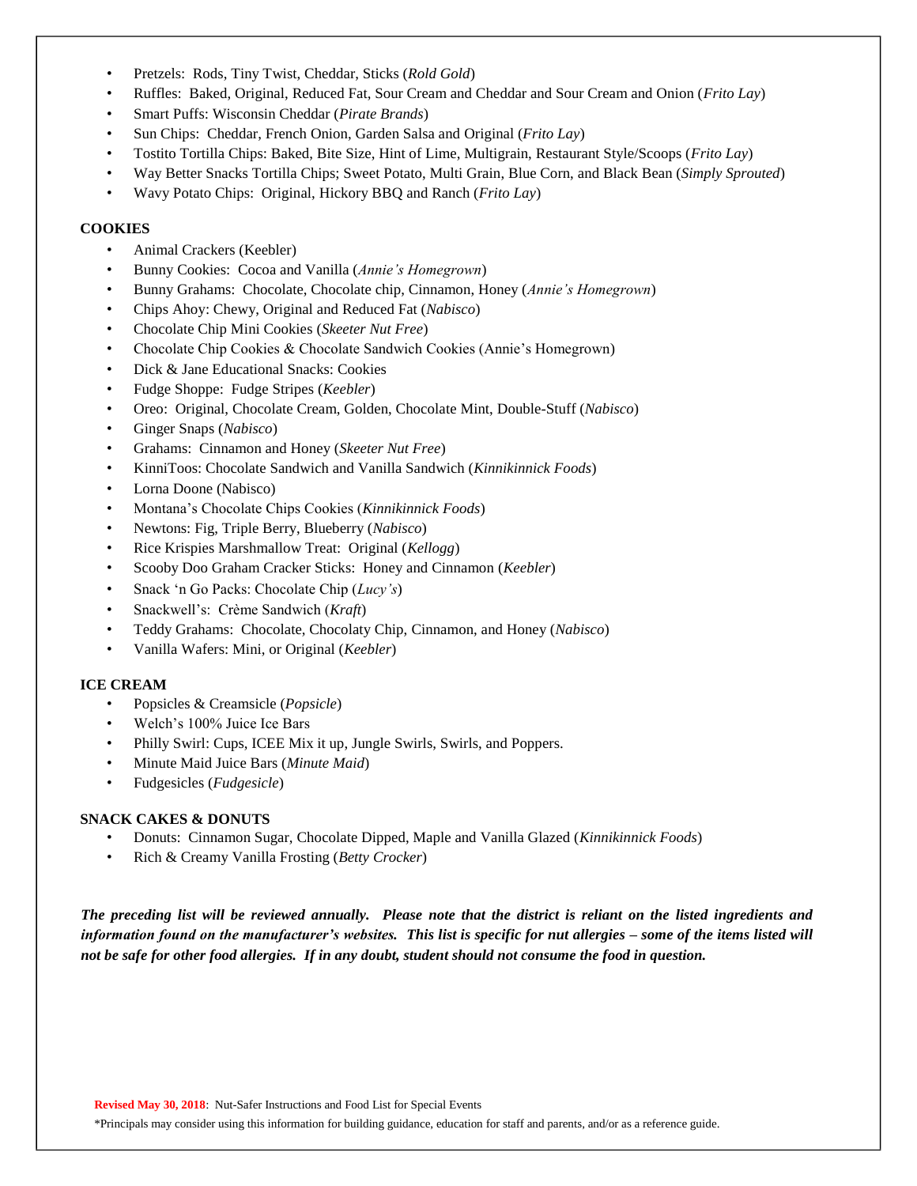- Pretzels: Rods, Tiny Twist, Cheddar, Sticks (*Rold Gold*)
- Ruffles: Baked, Original, Reduced Fat, Sour Cream and Cheddar and Sour Cream and Onion (*Frito Lay*)
- Smart Puffs: Wisconsin Cheddar (*Pirate Brands*)
- Sun Chips: Cheddar, French Onion, Garden Salsa and Original (*Frito Lay*)
- Tostito Tortilla Chips: Baked, Bite Size, Hint of Lime, Multigrain, Restaurant Style/Scoops (*Frito Lay*)
- Way Better Snacks Tortilla Chips; Sweet Potato, Multi Grain, Blue Corn, and Black Bean (*Simply Sprouted*)
- Wavy Potato Chips: Original, Hickory BBQ and Ranch (*Frito Lay*)

**COOKIES**

- Animal Crackers (Keebler)
- Bunny Cookies: Cocoa and Vanilla (*Annie's Homegrown*)
- Bunny Grahams: Chocolate, Chocolate chip, Cinnamon, Honey (*Annie's Homegrown*)
- Chips Ahoy: Chewy, Original and Reduced Fat (*Nabisco*)
- Chocolate Chip Mini Cookies (*Skeeter Nut Free*)
- Chocolate Chip Cookies & Chocolate Sandwich Cookies (Annie's Homegrown)
- Dick & Jane Educational Snacks: Cookies
- Fudge Shoppe: Fudge Stripes (*Keebler*)
- Oreo: Original, Chocolate Cream, Golden, Chocolate Mint, Double-Stuff (*Nabisco*)
- Ginger Snaps (*Nabisco*)
- Grahams: Cinnamon and Honey (*Skeeter Nut Free*)
- KinniToos: Chocolate Sandwich and Vanilla Sandwich (*Kinnikinnick Foods*)
- Lorna Doone (Nabisco)
- Montana's Chocolate Chips Cookies (*Kinnikinnick Foods*)
- Newtons: Fig, Triple Berry, Blueberry (*Nabisco*)
- Rice Krispies Marshmallow Treat: Original (*Kellogg*)
- Scooby Doo Graham Cracker Sticks: Honey and Cinnamon (*Keebler*)
- Snack 'n Go Packs: Chocolate Chip (*Lucy's*)
- Snackwell's: Crème Sandwich (*Kraft*)
- Teddy Grahams: Chocolate, Chocolaty Chip, Cinnamon, and Honey (*Nabisco*)
- Vanilla Wafers: Mini, or Original (*Keebler*)

**ICE CREAM**

- Popsicles & Creamsicle (*Popsicle*)
- Welch's 100% Juice Ice Bars
- Philly Swirl: Cups, ICEE Mix it up, Jungle Swirls, Swirls, and Poppers.
- Minute Maid Juice Bars (*Minute Maid*)
- Fudgesicles (*Fudgesicle*)

**SNACK CAKES & DONUTS**

- Donuts: Cinnamon Sugar, Chocolate Dipped, Maple and Vanilla Glazed (*Kinnikinnick Foods*)
- Rich & Creamy Vanilla Frosting (*Betty Crocker*)

***The preceding list will be reviewed annually. Please note that the district is reliant on the listed ingredients and information found on the manufacturer's websites. This list is specific for nut allergies – some of the items listed will not be safe for other food allergies. If in any doubt, student should not consume the food in question.***

**Revised May 30, 2018**: Nut-Safer Instructions and Food List for Special Events

*Principals may consider using this information for building guidance, education for staff and parents, and/or as a reference guide.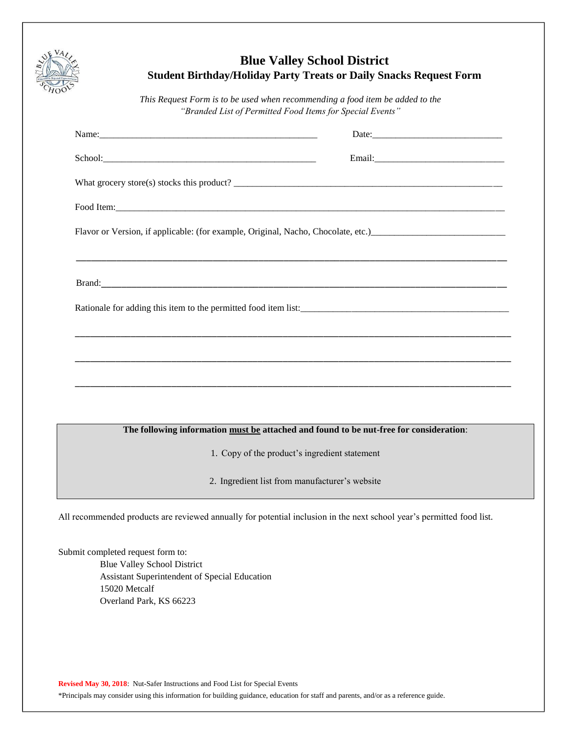# Blue Valley School District

## Student Birthday/Holiday Party Treats or Daily Snacks Request Form

*This Request Form is to be used when recommending a food item be added to the "Branded List of Permitted Food Items for Special Events"*

Name:_______________________________________________ Date:___________________________

School:_______________________________________________ Email:___________________________

What grocery store(s) stocks this product? ___________________________________________________________

Food Item:_______________________________________________________________________________

Flavor or Version, if applicable: (for example, Original, Nacho, Chocolate, etc.)____________________________

_________________________________________________________________________________________

Brand:___________________________________________________________________________________

Rationale for adding this item to the permitted food item list:_____________________________________________

_________________________________________________________________________________________

_________________________________________________________________________________________

_________________________________________________________________________________________

**The following information must be attached and found to be nut-free for consideration**:

1. Copy of the product's ingredient statement
2. Ingredient list from manufacturer's website

All recommended products are reviewed annually for potential inclusion in the next school year's permitted food list.

Submit completed request form to:

Blue Valley School District
Assistant Superintendent of Special Education
15020 Metcalf
Overland Park, KS 66223

**Revised May 30, 2018**: Nut-Safer Instructions and Food List for Special Events

*Principals may consider using this information for building guidance, education for staff and parents, and/or as a reference guide.